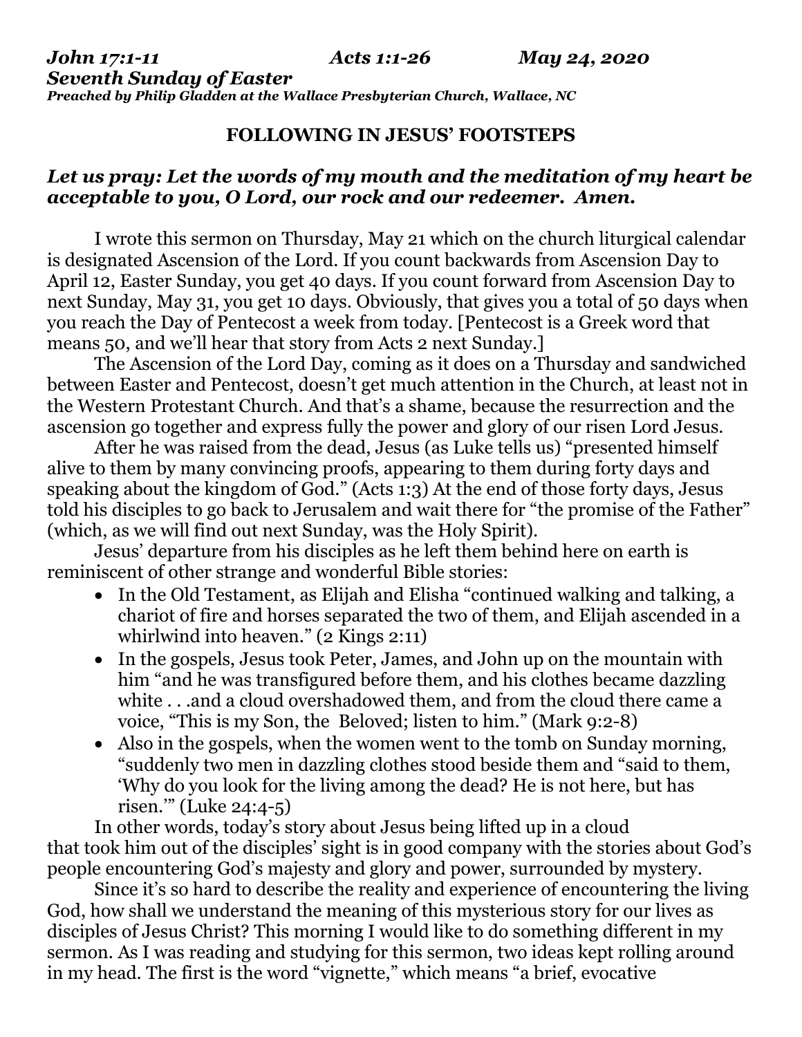***John 17:1-11*** ***Acts 1:1-26*** ***May 24, 2020***
***Seventh Sunday of Easter***
***Preached by Philip Gladden at the Wallace Presbyterian Church, Wallace, NC***

## FOLLOWING IN JESUS' FOOTSTEPS

***Let us pray: Let the words of my mouth and the meditation of my heart be acceptable to you, O Lord, our rock and our redeemer. Amen.***

I wrote this sermon on Thursday, May 21 which on the church liturgical calendar is designated Ascension of the Lord. If you count backwards from Ascension Day to April 12, Easter Sunday, you get 40 days. If you count forward from Ascension Day to next Sunday, May 31, you get 10 days. Obviously, that gives you a total of 50 days when you reach the Day of Pentecost a week from today. [Pentecost is a Greek word that means 50, and we'll hear that story from Acts 2 next Sunday.]

The Ascension of the Lord Day, coming as it does on a Thursday and sandwiched between Easter and Pentecost, doesn't get much attention in the Church, at least not in the Western Protestant Church. And that's a shame, because the resurrection and the ascension go together and express fully the power and glory of our risen Lord Jesus.

After he was raised from the dead, Jesus (as Luke tells us) "presented himself alive to them by many convincing proofs, appearing to them during forty days and speaking about the kingdom of God." (Acts 1:3) At the end of those forty days, Jesus told his disciples to go back to Jerusalem and wait there for "the promise of the Father" (which, as we will find out next Sunday, was the Holy Spirit).

Jesus' departure from his disciples as he left them behind here on earth is reminiscent of other strange and wonderful Bible stories:

- In the Old Testament, as Elijah and Elisha "continued walking and talking, a chariot of fire and horses separated the two of them, and Elijah ascended in a whirlwind into heaven." (2 Kings 2:11)
- In the gospels, Jesus took Peter, James, and John up on the mountain with him "and he was transfigured before them, and his clothes became dazzling white . . .and a cloud overshadowed them, and from the cloud there came a voice, "This is my Son, the Beloved; listen to him." (Mark 9:2-8)
- Also in the gospels, when the women went to the tomb on Sunday morning, "suddenly two men in dazzling clothes stood beside them and "said to them, 'Why do you look for the living among the dead? He is not here, but has risen.'" (Luke 24:4-5)

In other words, today's story about Jesus being lifted up in a cloud that took him out of the disciples' sight is in good company with the stories about God's people encountering God's majesty and glory and power, surrounded by mystery.

Since it's so hard to describe the reality and experience of encountering the living God, how shall we understand the meaning of this mysterious story for our lives as disciples of Jesus Christ? This morning I would like to do something different in my sermon. As I was reading and studying for this sermon, two ideas kept rolling around in my head. The first is the word "vignette," which means "a brief, evocative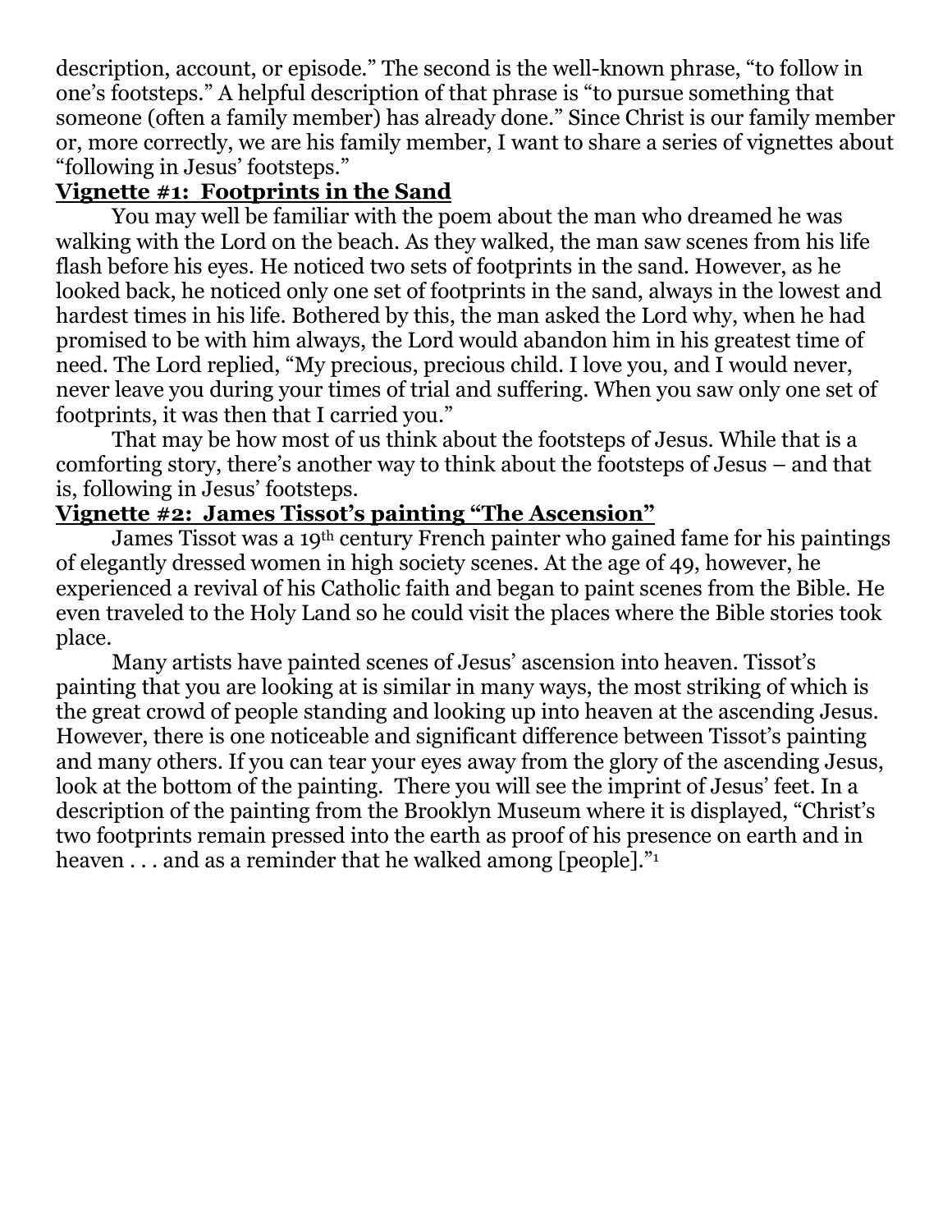description, account, or episode." The second is the well-known phrase, "to follow in one's footsteps." A helpful description of that phrase is "to pursue something that someone (often a family member) has already done." Since Christ is our family member or, more correctly, we are his family member, I want to share a series of vignettes about "following in Jesus' footsteps."

**Vignette #1: Footprints in the Sand**

You may well be familiar with the poem about the man who dreamed he was walking with the Lord on the beach. As they walked, the man saw scenes from his life flash before his eyes. He noticed two sets of footprints in the sand. However, as he looked back, he noticed only one set of footprints in the sand, always in the lowest and hardest times in his life. Bothered by this, the man asked the Lord why, when he had promised to be with him always, the Lord would abandon him in his greatest time of need. The Lord replied, "My precious, precious child. I love you, and I would never, never leave you during your times of trial and suffering. When you saw only one set of footprints, it was then that I carried you."

That may be how most of us think about the footsteps of Jesus. While that is a comforting story, there's another way to think about the footsteps of Jesus – and that is, following in Jesus' footsteps.

**Vignette #2: James Tissot's painting "The Ascension"**

James Tissot was a 19th century French painter who gained fame for his paintings of elegantly dressed women in high society scenes. At the age of 49, however, he experienced a revival of his Catholic faith and began to paint scenes from the Bible. He even traveled to the Holy Land so he could visit the places where the Bible stories took place.

Many artists have painted scenes of Jesus' ascension into heaven. Tissot's painting that you are looking at is similar in many ways, the most striking of which is the great crowd of people standing and looking up into heaven at the ascending Jesus. However, there is one noticeable and significant difference between Tissot's painting and many others. If you can tear your eyes away from the glory of the ascending Jesus, look at the bottom of the painting. There you will see the imprint of Jesus' feet. In a description of the painting from the Brooklyn Museum where it is displayed, "Christ's two footprints remain pressed into the earth as proof of his presence on earth and in heaven . . . and as a reminder that he walked among [people]."[1]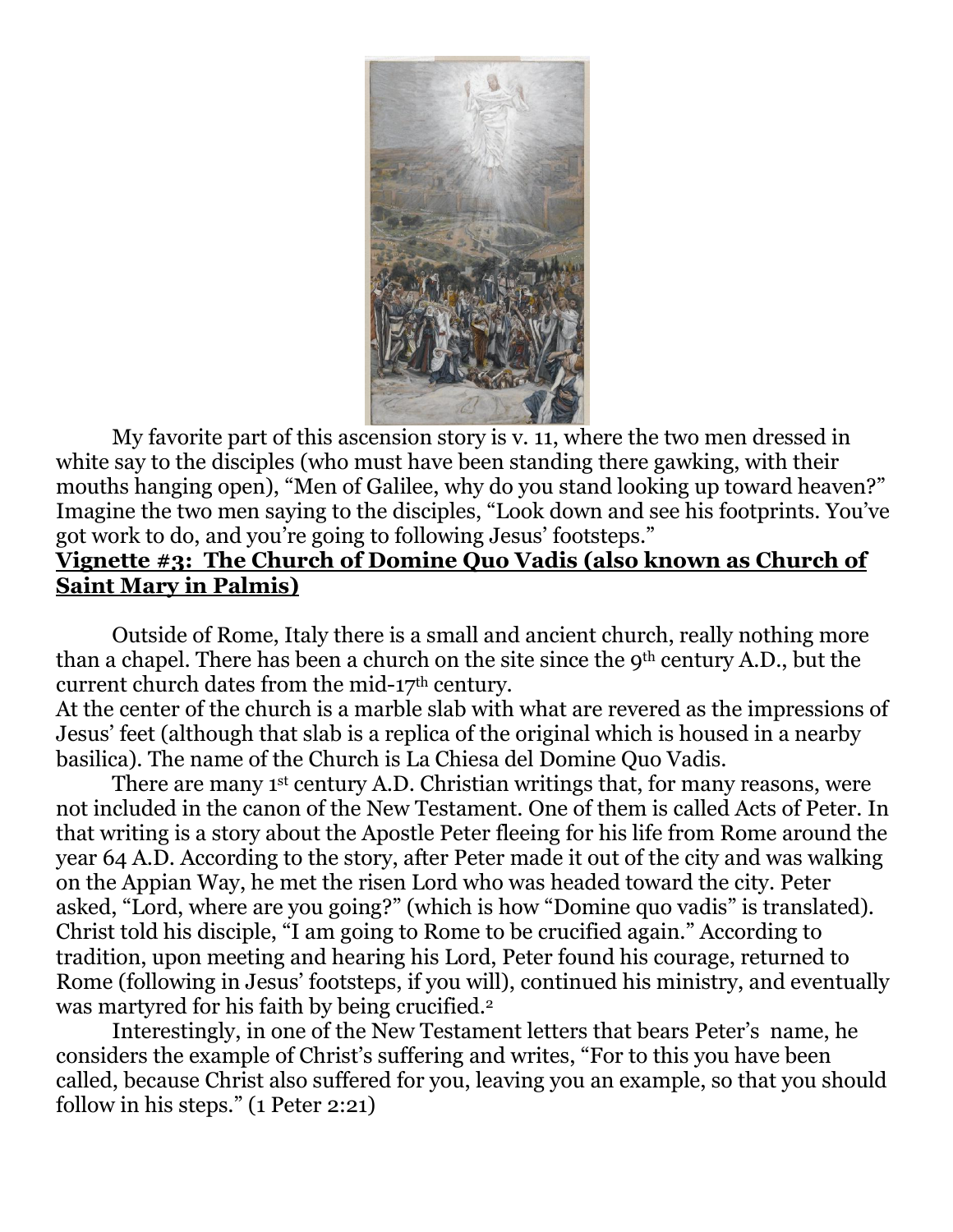My favorite part of this ascension story is v. 11, where the two men dressed in white say to the disciples (who must have been standing there gawking, with their mouths hanging open), "Men of Galilee, why do you stand looking up toward heaven?" Imagine the two men saying to the disciples, "Look down and see his footprints. You've got work to do, and you're going to following Jesus' footsteps."

**Vignette #3: The Church of Domine Quo Vadis (also known as Church of Saint Mary in Palmis)**

Outside of Rome, Italy there is a small and ancient church, really nothing more than a chapel. There has been a church on the site since the 9th century A.D., but the current church dates from the mid-17th century.

At the center of the church is a marble slab with what are revered as the impressions of Jesus' feet (although that slab is a replica of the original which is housed in a nearby basilica). The name of the Church is La Chiesa del Domine Quo Vadis.

There are many 1st century A.D. Christian writings that, for many reasons, were not included in the canon of the New Testament. One of them is called Acts of Peter. In that writing is a story about the Apostle Peter fleeing for his life from Rome around the year 64 A.D. According to the story, after Peter made it out of the city and was walking on the Appian Way, he met the risen Lord who was headed toward the city. Peter asked, "Lord, where are you going?" (which is how "Domine quo vadis" is translated). Christ told his disciple, "I am going to Rome to be crucified again." According to tradition, upon meeting and hearing his Lord, Peter found his courage, returned to Rome (following in Jesus' footsteps, if you will), continued his ministry, and eventually was martyred for his faith by being crucified.[2]

Interestingly, in one of the New Testament letters that bears Peter's name, he considers the example of Christ's suffering and writes, "For to this you have been called, because Christ also suffered for you, leaving you an example, so that you should follow in his steps." (1 Peter 2:21)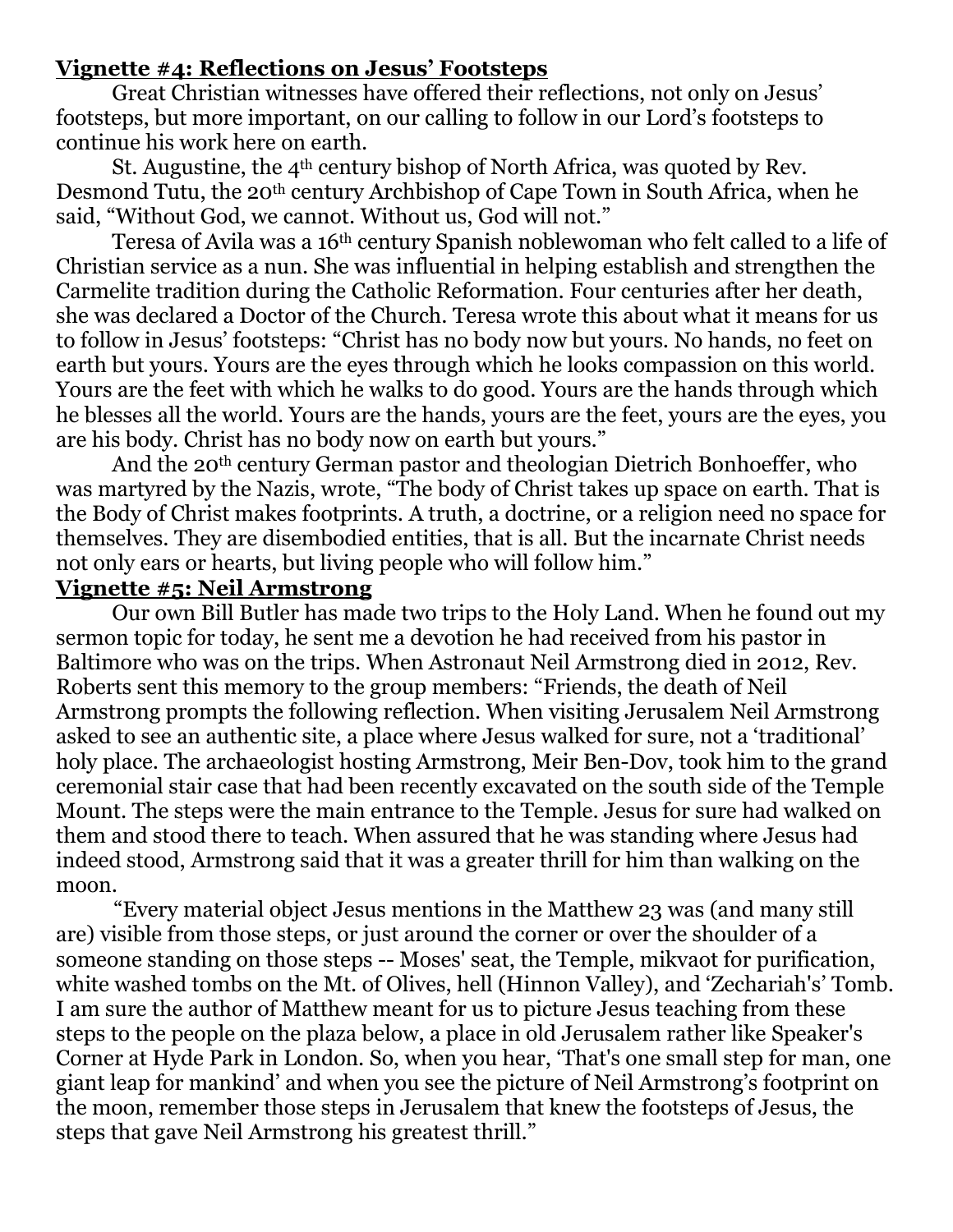**Vignette #4: Reflections on Jesus' Footsteps**

Great Christian witnesses have offered their reflections, not only on Jesus' footsteps, but more important, on our calling to follow in our Lord's footsteps to continue his work here on earth.

St. Augustine, the 4th century bishop of North Africa, was quoted by Rev. Desmond Tutu, the 20th century Archbishop of Cape Town in South Africa, when he said, "Without God, we cannot. Without us, God will not."

Teresa of Avila was a 16th century Spanish noblewoman who felt called to a life of Christian service as a nun. She was influential in helping establish and strengthen the Carmelite tradition during the Catholic Reformation. Four centuries after her death, she was declared a Doctor of the Church. Teresa wrote this about what it means for us to follow in Jesus' footsteps: "Christ has no body now but yours. No hands, no feet on earth but yours. Yours are the eyes through which he looks compassion on this world. Yours are the feet with which he walks to do good. Yours are the hands through which he blesses all the world. Yours are the hands, yours are the feet, yours are the eyes, you are his body. Christ has no body now on earth but yours."

And the 20th century German pastor and theologian Dietrich Bonhoeffer, who was martyred by the Nazis, wrote, "The body of Christ takes up space on earth. That is the Body of Christ makes footprints. A truth, a doctrine, or a religion need no space for themselves. They are disembodied entities, that is all. But the incarnate Christ needs not only ears or hearts, but living people who will follow him."

**Vignette #5: Neil Armstrong**

Our own Bill Butler has made two trips to the Holy Land. When he found out my sermon topic for today, he sent me a devotion he had received from his pastor in Baltimore who was on the trips. When Astronaut Neil Armstrong died in 2012, Rev. Roberts sent this memory to the group members: "Friends, the death of Neil Armstrong prompts the following reflection. When visiting Jerusalem Neil Armstrong asked to see an authentic site, a place where Jesus walked for sure, not a 'traditional' holy place. The archaeologist hosting Armstrong, Meir Ben-Dov, took him to the grand ceremonial stair case that had been recently excavated on the south side of the Temple Mount. The steps were the main entrance to the Temple. Jesus for sure had walked on them and stood there to teach. When assured that he was standing where Jesus had indeed stood, Armstrong said that it was a greater thrill for him than walking on the moon.

"Every material object Jesus mentions in the Matthew 23 was (and many still are) visible from those steps, or just around the corner or over the shoulder of a someone standing on those steps -- Moses' seat, the Temple, mikvaot for purification, white washed tombs on the Mt. of Olives, hell (Hinnon Valley), and 'Zechariah's' Tomb. I am sure the author of Matthew meant for us to picture Jesus teaching from these steps to the people on the plaza below, a place in old Jerusalem rather like Speaker's Corner at Hyde Park in London. So, when you hear, 'That's one small step for man, one giant leap for mankind' and when you see the picture of Neil Armstrong's footprint on the moon, remember those steps in Jerusalem that knew the footsteps of Jesus, the steps that gave Neil Armstrong his greatest thrill."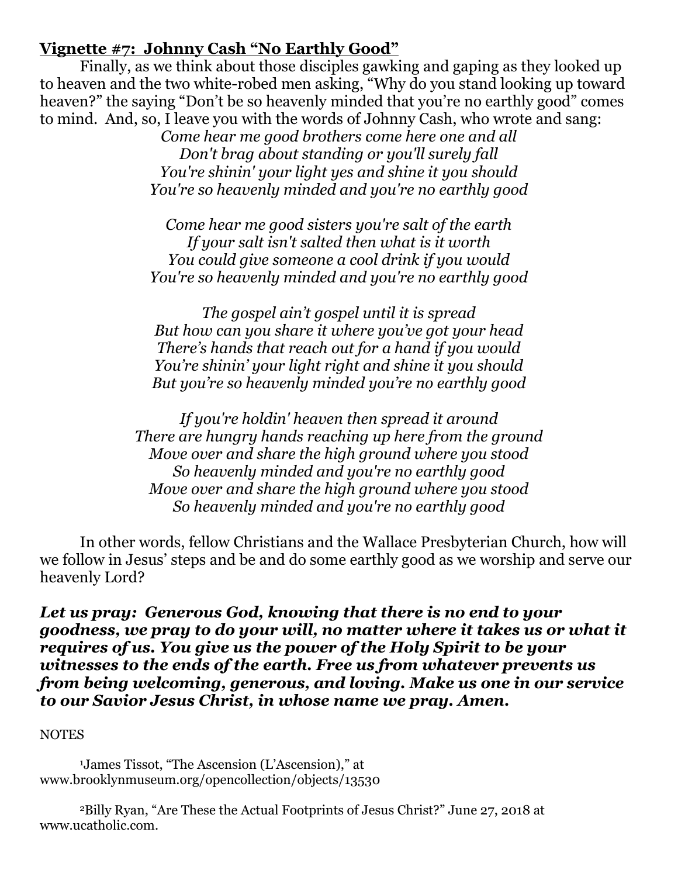**Vignette #7: Johnny Cash "No Earthly Good"**

Finally, as we think about those disciples gawking and gaping as they looked up to heaven and the two white-robed men asking, "Why do you stand looking up toward heaven?" the saying "Don't be so heavenly minded that you're no earthly good" comes to mind. And, so, I leave you with the words of Johnny Cash, who wrote and sang:

*Come hear me good brothers come here one and all*
*Don't brag about standing or you'll surely fall*
*You're shinin' your light yes and shine it you should*
*You're so heavenly minded and you're no earthly good*

*Come hear me good sisters you're salt of the earth*
*If your salt isn't salted then what is it worth*
*You could give someone a cool drink if you would*
*You're so heavenly minded and you're no earthly good*

*The gospel ain't gospel until it is spread*
*But how can you share it where you've got your head*
*There's hands that reach out for a hand if you would*
*You're shinin' your light right and shine it you should*
*But you're so heavenly minded you're no earthly good*

*If you're holdin' heaven then spread it around*
*There are hungry hands reaching up here from the ground*
*Move over and share the high ground where you stood*
*So heavenly minded and you're no earthly good*
*Move over and share the high ground where you stood*
*So heavenly minded and you're no earthly good*

In other words, fellow Christians and the Wallace Presbyterian Church, how will we follow in Jesus' steps and be and do some earthly good as we worship and serve our heavenly Lord?

***Let us pray: Generous God, knowing that there is no end to your goodness, we pray to do your will, no matter where it takes us or what it requires of us. You give us the power of the Holy Spirit to be your witnesses to the ends of the earth. Free us from whatever prevents us from being welcoming, generous, and loving. Make us one in our service to our Savior Jesus Christ, in whose name we pray. Amen.***

NOTES

[1]James Tissot, "The Ascension (L'Ascension)," at www.brooklynmuseum.org/opencollection/objects/13530

[2]Billy Ryan, "Are These the Actual Footprints of Jesus Christ?" June 27, 2018 at www.ucatholic.com.